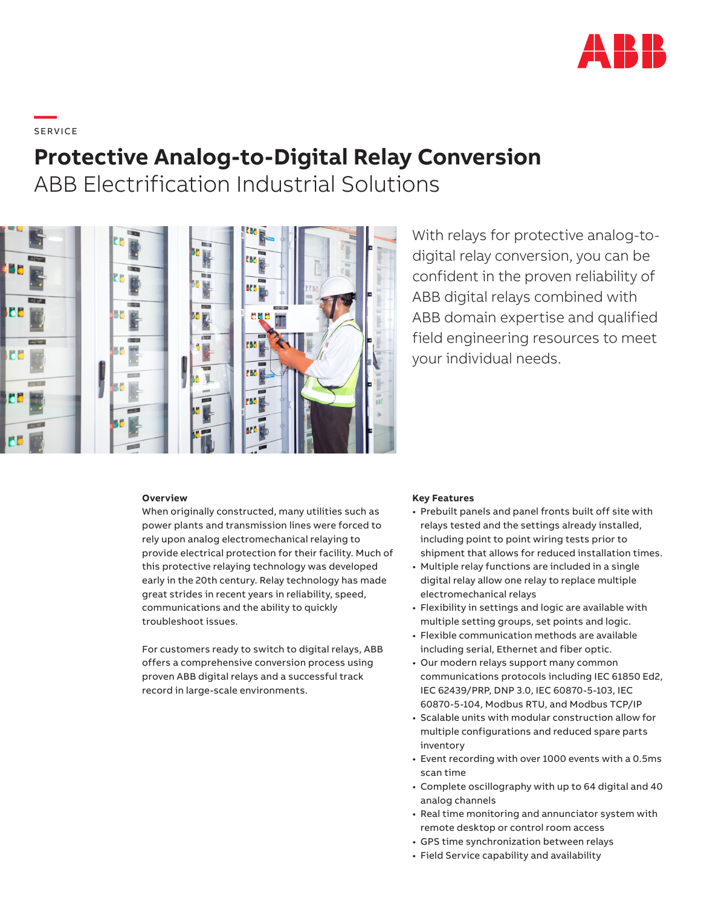SERVICE

# Protective Analog-to-Digital Relay Conversion

## ABB Electrification Industrial Solutions

With relays for protective analog-to-digital relay conversion, you can be confident in the proven reliability of ABB digital relays combined with ABB domain expertise and qualified field engineering resources to meet your individual needs.

**Overview**

When originally constructed, many utilities such as power plants and transmission lines were forced to rely upon analog electromechanical relaying to provide electrical protection for their facility. Much of this protective relaying technology was developed early in the 20th century. Relay technology has made great strides in recent years in reliability, speed, communications and the ability to quickly troubleshoot issues.

For customers ready to switch to digital relays, ABB offers a comprehensive conversion process using proven ABB digital relays and a successful track record in large-scale environments.

**Key Features**

- Prebuilt panels and panel fronts built off site with relays tested and the settings already installed, including point to point wiring tests prior to shipment that allows for reduced installation times.
- Multiple relay functions are included in a single digital relay allow one relay to replace multiple electromechanical relays
- Flexibility in settings and logic are available with multiple setting groups, set points and logic.
- Flexible communication methods are available including serial, Ethernet and fiber optic.
- Our modern relays support many common communications protocols including IEC 61850 Ed2, IEC 62439/PRP, DNP 3.0, IEC 60870-5-103, IEC 60870-5-104, Modbus RTU, and Modbus TCP/IP
- Scalable units with modular construction allow for multiple configurations and reduced spare parts inventory
- Event recording with over 1000 events with a 0.5ms scan time
- Complete oscillography with up to 64 digital and 40 analog channels
- Real time monitoring and annunciator system with remote desktop or control room access
- GPS time synchronization between relays
- Field Service capability and availability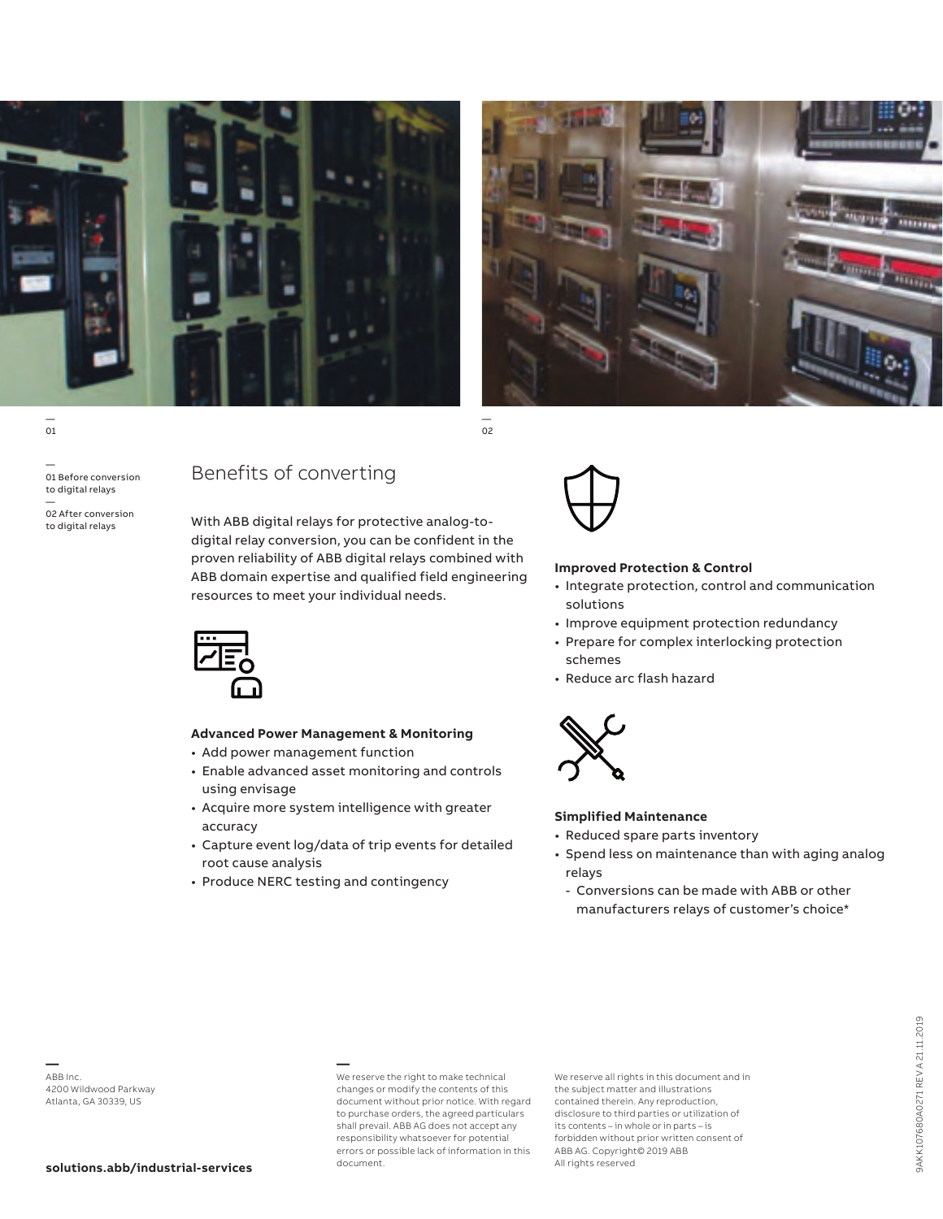01 Before conversion to digital relays

02 After conversion to digital relays

## Benefits of converting

With ABB digital relays for protective analog-to-digital relay conversion, you can be confident in the proven reliability of ABB digital relays combined with ABB domain expertise and qualified field engineering resources to meet your individual needs.

**Advanced Power Management & Monitoring**

- Add power management function
- Enable advanced asset monitoring and controls using envisage
- Acquire more system intelligence with greater accuracy
- Capture event log/data of trip events for detailed root cause analysis
- Produce NERC testing and contingency

**Improved Protection & Control**

- Integrate protection, control and communication solutions
- Improve equipment protection redundancy
- Prepare for complex interlocking protection schemes
- Reduce arc flash hazard

**Simplified Maintenance**

- Reduced spare parts inventory
- Spend less on maintenance than with aging analog relays
  - Conversions can be made with ABB or other manufacturers relays of customer's choice*

ABB Inc.
4200 Wildwood Parkway
Atlanta, GA 30339, US

**solutions.abb/industrial-services**

We reserve the right to make technical changes or modify the contents of this document without prior notice. With regard to purchase orders, the agreed particulars shall prevail. ABB AG does not accept any responsibility whatsoever for potential errors or possible lack of information in this document.

We reserve all rights in this document and in the subject matter and illustrations contained therein. Any reproduction, disclosure to third parties or utilization of its contents – in whole or in parts – is forbidden without prior written consent of ABB AG. Copyright© 2019 ABB
All rights reserved

9AKK107680A0271 REV A 21.11.2019